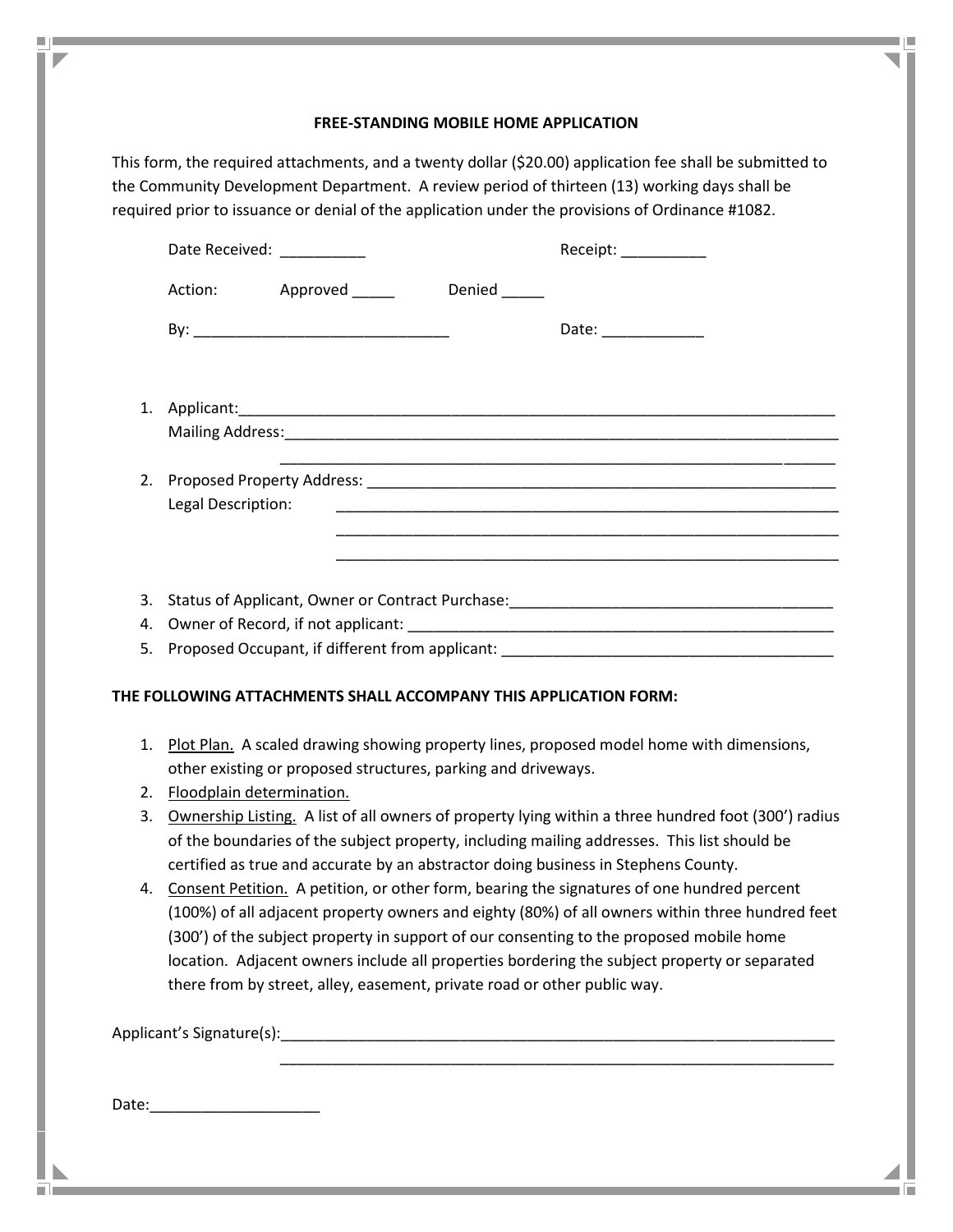# FREE-STANDING MOBILE HOME APPLICATION

This form, the required attachments, and a twenty dollar ($20.00) application fee shall be submitted to the Community Development Department. A review period of thirteen (13) working days shall be required prior to issuance or denial of the application under the provisions of Ordinance #1082.

Date Received: __________ Receipt: __________

Action: Approved _____ Denied _____

By: ______________________________ Date: ____________

1. Applicant:___________________________________________________________________________
   Mailing Address:_______________________________________________________________________
   _________________________________________________________________________
2. Proposed Property Address: ___________________________________________________________
   Legal Description: ______________________________________________________________
   ______________________________________________________________
   ______________________________________________________________
3. Status of Applicant, Owner or Contract Purchase:______________________________________
4. Owner of Record, if not applicant: _______________________________________________
5. Proposed Occupant, if different from applicant: ________________________________________

**THE FOLLOWING ATTACHMENTS SHALL ACCOMPANY THIS APPLICATION FORM:**

1. Plot Plan. A scaled drawing showing property lines, proposed model home with dimensions, other existing or proposed structures, parking and driveways.
2. Floodplain determination.
3. Ownership Listing. A list of all owners of property lying within a three hundred foot (300') radius of the boundaries of the subject property, including mailing addresses. This list should be certified as true and accurate by an abstractor doing business in Stephens County.
4. Consent Petition. A petition, or other form, bearing the signatures of one hundred percent (100%) of all adjacent property owners and eighty (80%) of all owners within three hundred feet (300') of the subject property in support of our consenting to the proposed mobile home location. Adjacent owners include all properties bordering the subject property or separated there from by street, alley, easement, private road or other public way.

Applicant's Signature(s):___________________________________________________________________
___________________________________________________________________

Date:____________________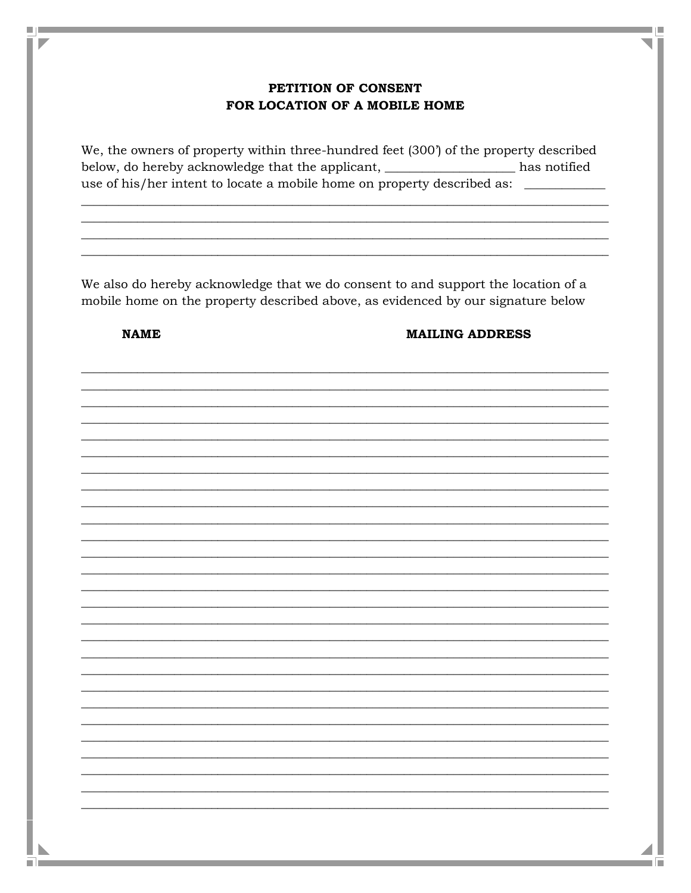**PETITION OF CONSENT**
**FOR LOCATION OF A MOBILE HOME**

We, the owners of property within three-hundred feet (300') of the property described below, do hereby acknowledge that the applicant, ____________________ has notified use of his/her intent to locate a mobile home on property described as: ____________
________________________________________________________________________________
________________________________________________________________________________
________________________________________________________________________________
________________________________________________________________________________

We also do hereby acknowledge that we do consent to and support the location of a mobile home on the property described above, as evidenced by our signature below

| NAME | MAILING ADDRESS |
| --- | --- |
| | |
| | |
| | |
| | |
| | |
| | |
| | |
| | |
| | |
| | |
| | |
| | |
| | |
| | |
| | |
| | |
| | |
| | |
| | |
| | |
| | |
| | |
| | |
| | |
| | |
| | |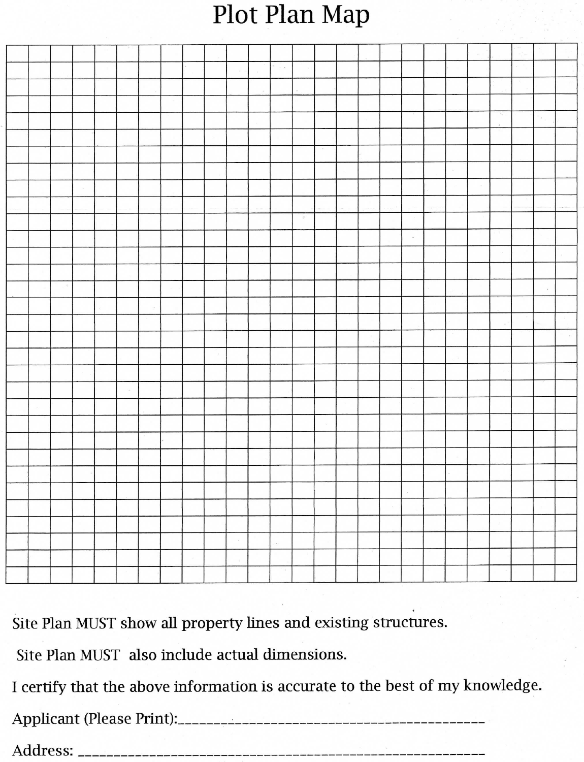# Plot Plan Map

Site Plan MUST show all property lines and existing structures.

Site Plan MUST also include actual dimensions.

I certify that the above information is accurate to the best of my knowledge.

Applicant (Please Print):_______________________________________

Address: _______________________________________________